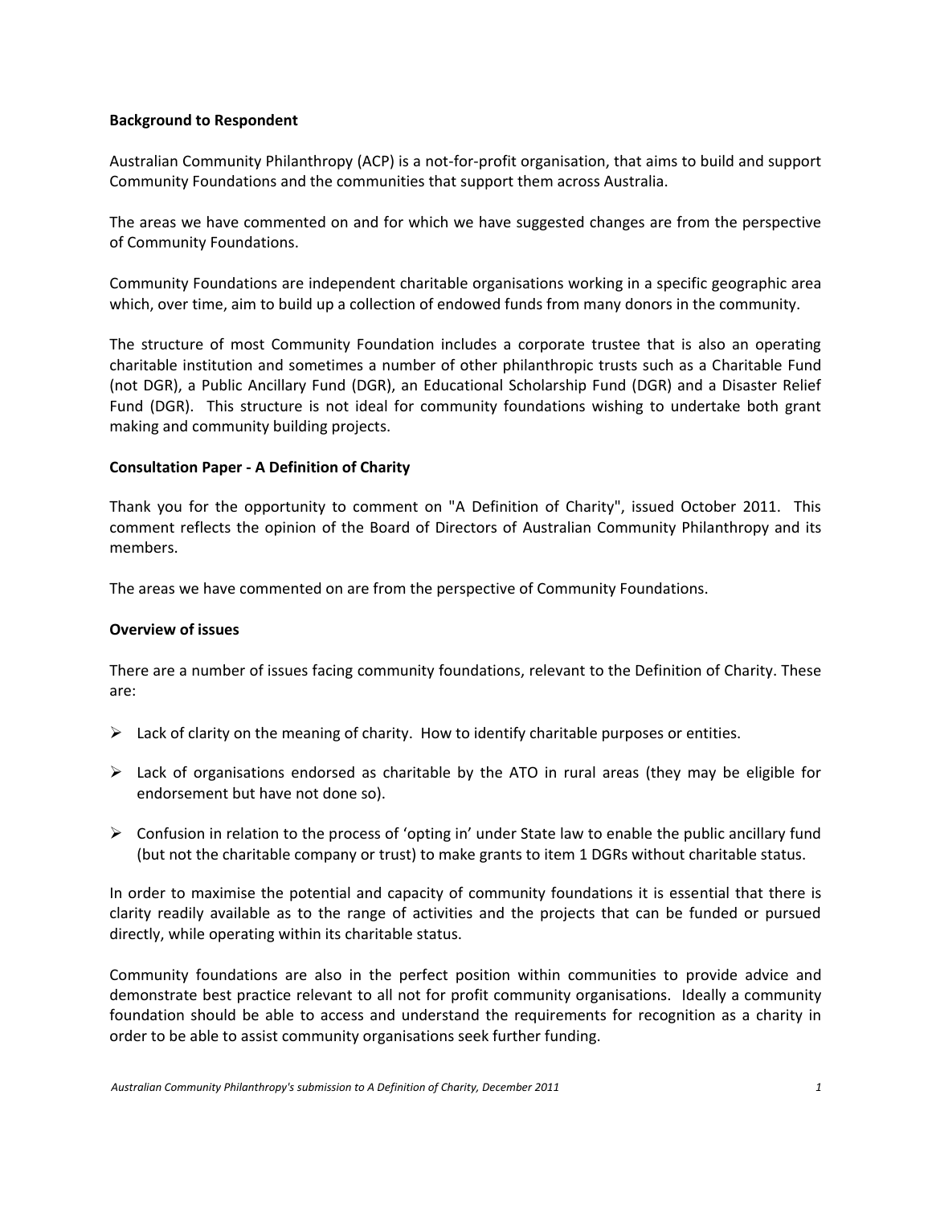**Background to Respondent**

Australian Community Philanthropy (ACP) is a not-for-profit organisation, that aims to build and support Community Foundations and the communities that support them across Australia.

The areas we have commented on and for which we have suggested changes are from the perspective of Community Foundations.

Community Foundations are independent charitable organisations working in a specific geographic area which, over time, aim to build up a collection of endowed funds from many donors in the community.

The structure of most Community Foundation includes a corporate trustee that is also an operating charitable institution and sometimes a number of other philanthropic trusts such as a Charitable Fund (not DGR), a Public Ancillary Fund (DGR), an Educational Scholarship Fund (DGR) and a Disaster Relief Fund (DGR). This structure is not ideal for community foundations wishing to undertake both grant making and community building projects.

**Consultation Paper - A Definition of Charity**

Thank you for the opportunity to comment on "A Definition of Charity", issued October 2011. This comment reflects the opinion of the Board of Directors of Australian Community Philanthropy and its members.

The areas we have commented on are from the perspective of Community Foundations.

**Overview of issues**

There are a number of issues facing community foundations, relevant to the Definition of Charity. These are:

- Lack of clarity on the meaning of charity. How to identify charitable purposes or entities.
- Lack of organisations endorsed as charitable by the ATO in rural areas (they may be eligible for endorsement but have not done so).
- Confusion in relation to the process of 'opting in' under State law to enable the public ancillary fund (but not the charitable company or trust) to make grants to item 1 DGRs without charitable status.

In order to maximise the potential and capacity of community foundations it is essential that there is clarity readily available as to the range of activities and the projects that can be funded or pursued directly, while operating within its charitable status.

Community foundations are also in the perfect position within communities to provide advice and demonstrate best practice relevant to all not for profit community organisations. Ideally a community foundation should be able to access and understand the requirements for recognition as a charity in order to be able to assist community organisations seek further funding.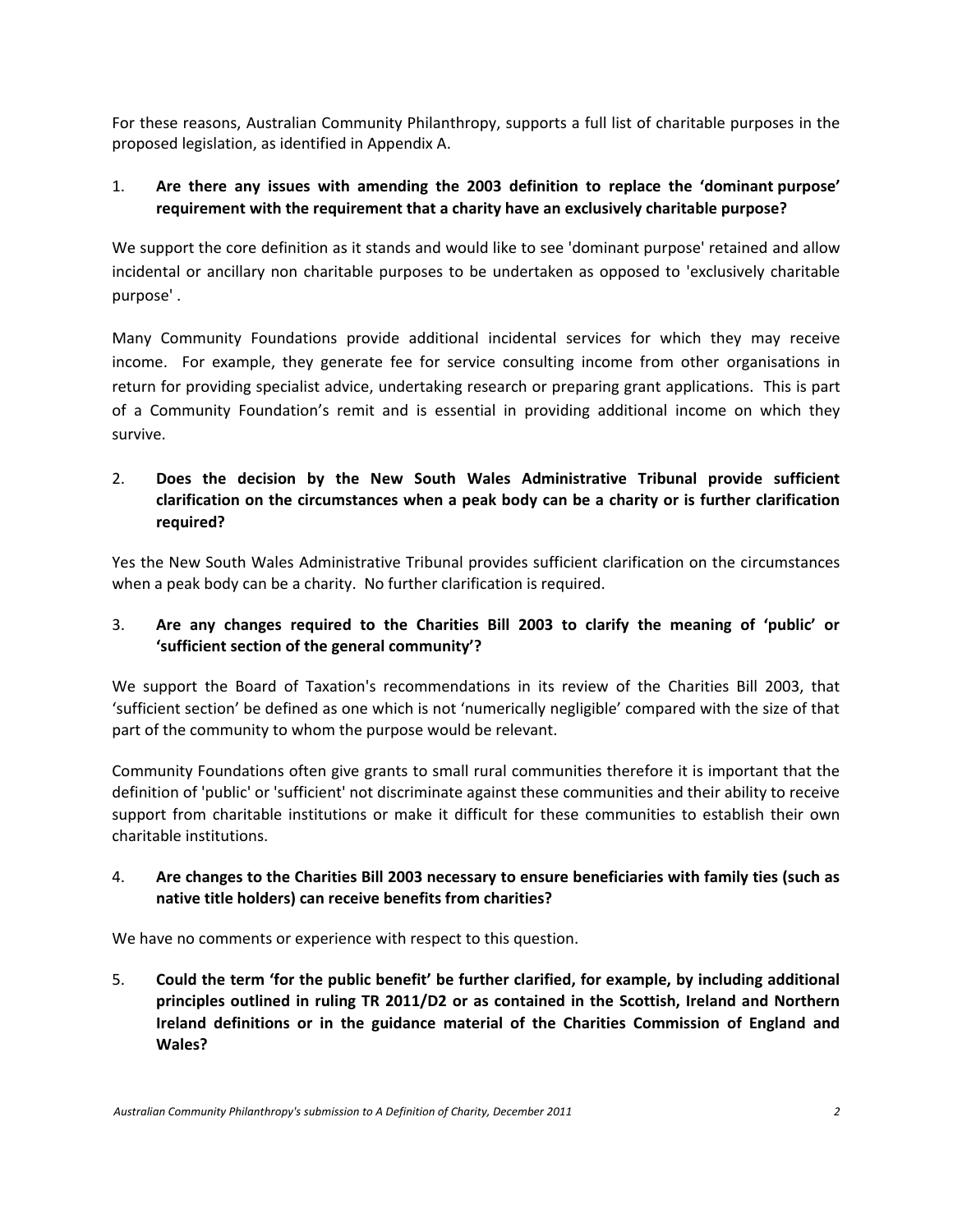For these reasons, Australian Community Philanthropy, supports a full list of charitable purposes in the proposed legislation, as identified in Appendix A.

1. **Are there any issues with amending the 2003 definition to replace the 'dominant purpose' requirement with the requirement that a charity have an exclusively charitable purpose?**

We support the core definition as it stands and would like to see 'dominant purpose' retained and allow incidental or ancillary non charitable purposes to be undertaken as opposed to 'exclusively charitable purpose' .

Many Community Foundations provide additional incidental services for which they may receive income. For example, they generate fee for service consulting income from other organisations in return for providing specialist advice, undertaking research or preparing grant applications. This is part of a Community Foundation's remit and is essential in providing additional income on which they survive.

2. **Does the decision by the New South Wales Administrative Tribunal provide sufficient clarification on the circumstances when a peak body can be a charity or is further clarification required?**

Yes the New South Wales Administrative Tribunal provides sufficient clarification on the circumstances when a peak body can be a charity. No further clarification is required.

3. **Are any changes required to the Charities Bill 2003 to clarify the meaning of 'public' or 'sufficient section of the general community'?**

We support the Board of Taxation's recommendations in its review of the Charities Bill 2003, that 'sufficient section' be defined as one which is not 'numerically negligible' compared with the size of that part of the community to whom the purpose would be relevant.

Community Foundations often give grants to small rural communities therefore it is important that the definition of 'public' or 'sufficient' not discriminate against these communities and their ability to receive support from charitable institutions or make it difficult for these communities to establish their own charitable institutions.

4. **Are changes to the Charities Bill 2003 necessary to ensure beneficiaries with family ties (such as native title holders) can receive benefits from charities?**

We have no comments or experience with respect to this question.

5. **Could the term 'for the public benefit' be further clarified, for example, by including additional principles outlined in ruling TR 2011/D2 or as contained in the Scottish, Ireland and Northern Ireland definitions or in the guidance material of the Charities Commission of England and Wales?**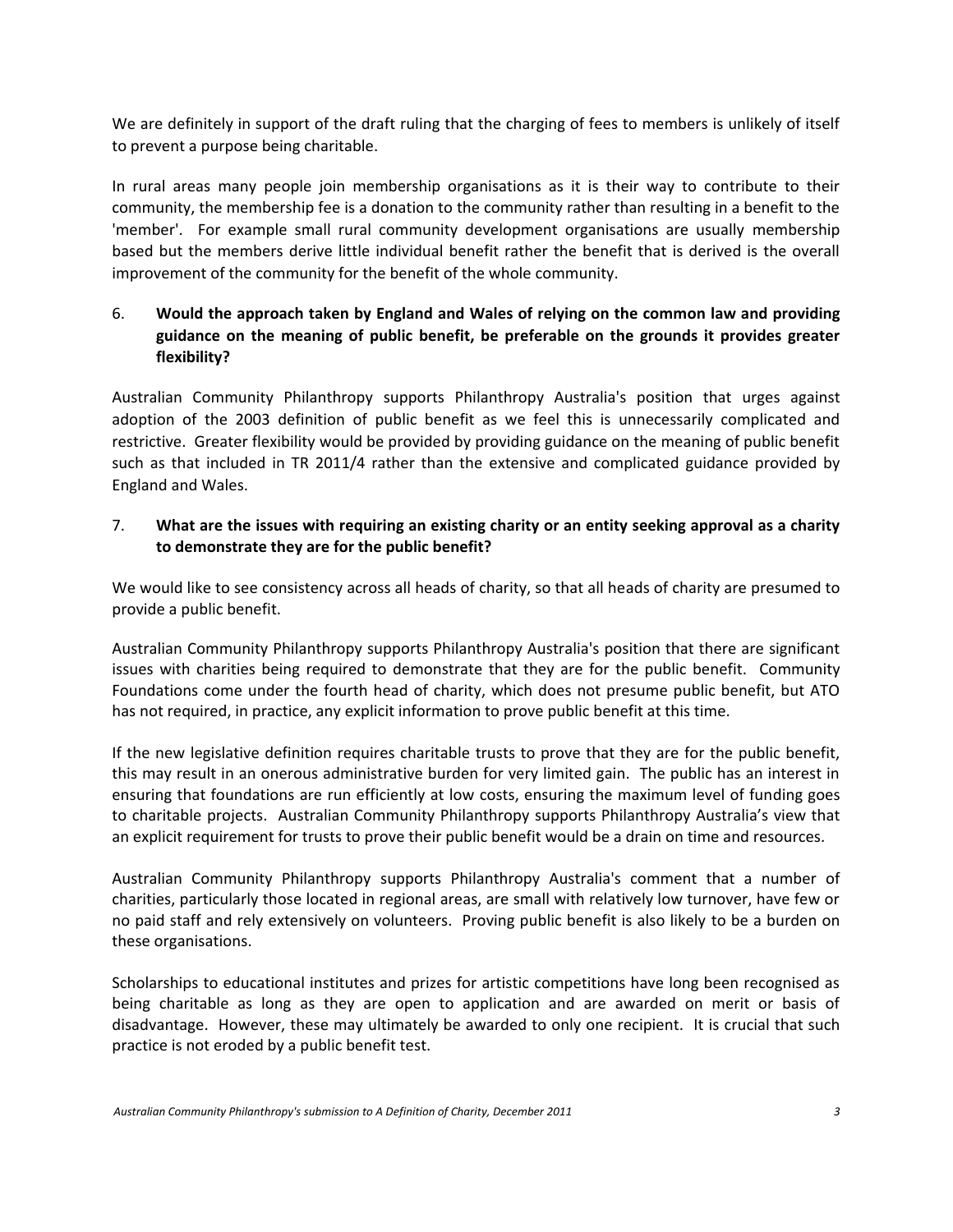We are definitely in support of the draft ruling that the charging of fees to members is unlikely of itself to prevent a purpose being charitable.

In rural areas many people join membership organisations as it is their way to contribute to their community, the membership fee is a donation to the community rather than resulting in a benefit to the 'member'. For example small rural community development organisations are usually membership based but the members derive little individual benefit rather the benefit that is derived is the overall improvement of the community for the benefit of the whole community.

6. **Would the approach taken by England and Wales of relying on the common law and providing guidance on the meaning of public benefit, be preferable on the grounds it provides greater flexibility?**

Australian Community Philanthropy supports Philanthropy Australia's position that urges against adoption of the 2003 definition of public benefit as we feel this is unnecessarily complicated and restrictive. Greater flexibility would be provided by providing guidance on the meaning of public benefit such as that included in TR 2011/4 rather than the extensive and complicated guidance provided by England and Wales.

7. **What are the issues with requiring an existing charity or an entity seeking approval as a charity to demonstrate they are for the public benefit?**

We would like to see consistency across all heads of charity, so that all heads of charity are presumed to provide a public benefit.

Australian Community Philanthropy supports Philanthropy Australia's position that there are significant issues with charities being required to demonstrate that they are for the public benefit. Community Foundations come under the fourth head of charity, which does not presume public benefit, but ATO has not required, in practice, any explicit information to prove public benefit at this time.

If the new legislative definition requires charitable trusts to prove that they are for the public benefit, this may result in an onerous administrative burden for very limited gain. The public has an interest in ensuring that foundations are run efficiently at low costs, ensuring the maximum level of funding goes to charitable projects. Australian Community Philanthropy supports Philanthropy Australia's view that an explicit requirement for trusts to prove their public benefit would be a drain on time and resources.

Australian Community Philanthropy supports Philanthropy Australia's comment that a number of charities, particularly those located in regional areas, are small with relatively low turnover, have few or no paid staff and rely extensively on volunteers. Proving public benefit is also likely to be a burden on these organisations.

Scholarships to educational institutes and prizes for artistic competitions have long been recognised as being charitable as long as they are open to application and are awarded on merit or basis of disadvantage. However, these may ultimately be awarded to only one recipient. It is crucial that such practice is not eroded by a public benefit test.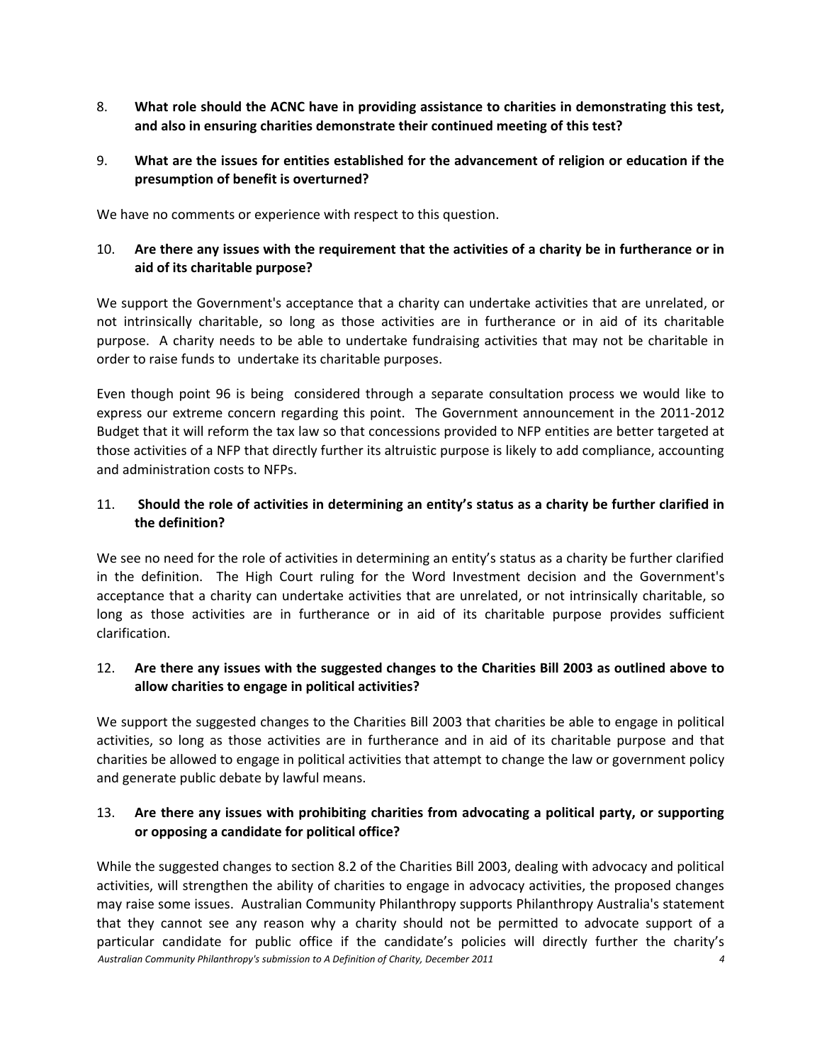8. **What role should the ACNC have in providing assistance to charities in demonstrating this test, and also in ensuring charities demonstrate their continued meeting of this test?**

9. **What are the issues for entities established for the advancement of religion or education if the presumption of benefit is overturned?**

We have no comments or experience with respect to this question.

10. **Are there any issues with the requirement that the activities of a charity be in furtherance or in aid of its charitable purpose?**

We support the Government's acceptance that a charity can undertake activities that are unrelated, or not intrinsically charitable, so long as those activities are in furtherance or in aid of its charitable purpose. A charity needs to be able to undertake fundraising activities that may not be charitable in order to raise funds to undertake its charitable purposes.

Even though point 96 is being considered through a separate consultation process we would like to express our extreme concern regarding this point. The Government announcement in the 2011-2012 Budget that it will reform the tax law so that concessions provided to NFP entities are better targeted at those activities of a NFP that directly further its altruistic purpose is likely to add compliance, accounting and administration costs to NFPs.

11. **Should the role of activities in determining an entity's status as a charity be further clarified in the definition?**

We see no need for the role of activities in determining an entity's status as a charity be further clarified in the definition. The High Court ruling for the Word Investment decision and the Government's acceptance that a charity can undertake activities that are unrelated, or not intrinsically charitable, so long as those activities are in furtherance or in aid of its charitable purpose provides sufficient clarification.

12. **Are there any issues with the suggested changes to the Charities Bill 2003 as outlined above to allow charities to engage in political activities?**

We support the suggested changes to the Charities Bill 2003 that charities be able to engage in political activities, so long as those activities are in furtherance and in aid of its charitable purpose and that charities be allowed to engage in political activities that attempt to change the law or government policy and generate public debate by lawful means.

13. **Are there any issues with prohibiting charities from advocating a political party, or supporting or opposing a candidate for political office?**

While the suggested changes to section 8.2 of the Charities Bill 2003, dealing with advocacy and political activities, will strengthen the ability of charities to engage in advocacy activities, the proposed changes may raise some issues. Australian Community Philanthropy supports Philanthropy Australia's statement that they cannot see any reason why a charity should not be permitted to advocate support of a particular candidate for public office if the candidate's policies will directly further the charity's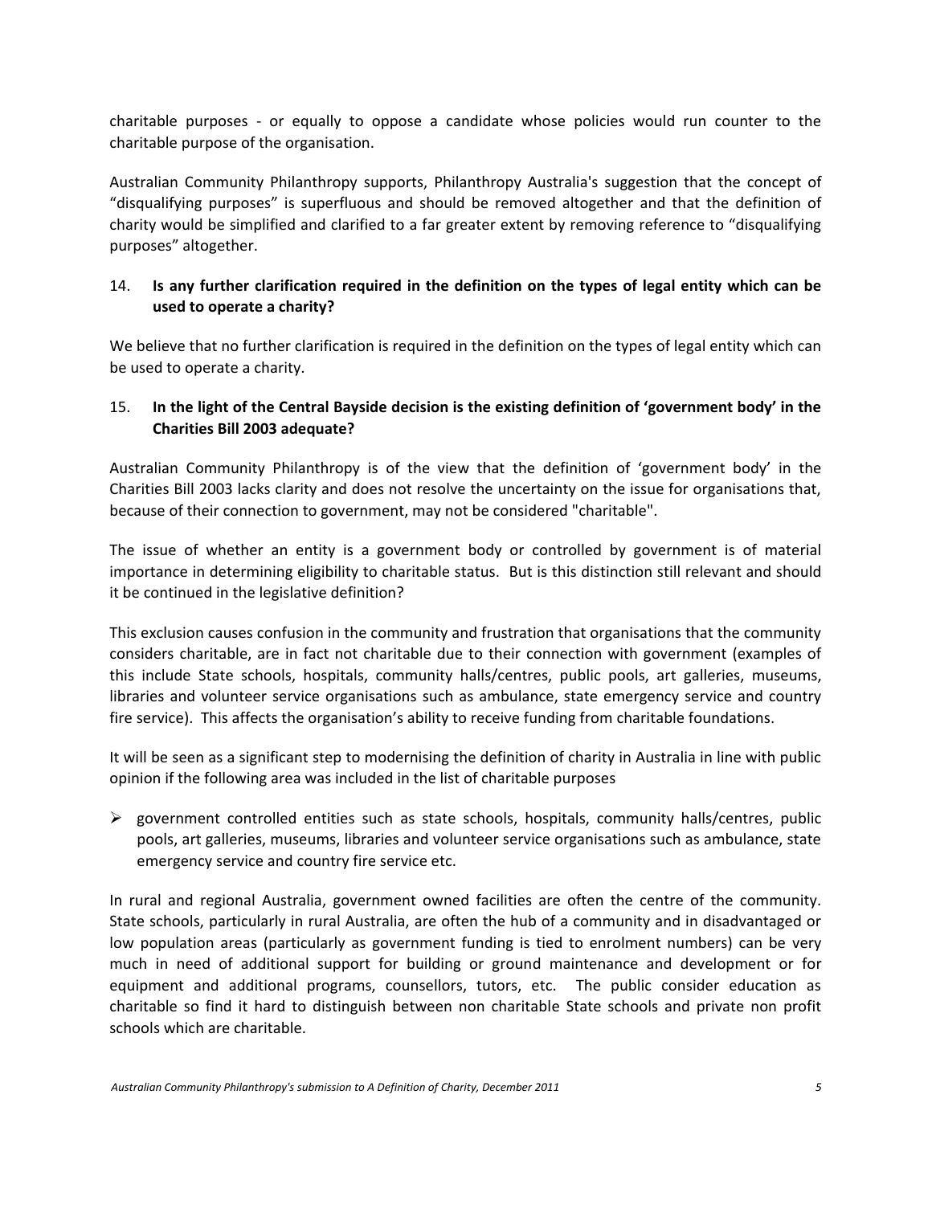charitable purposes - or equally to oppose a candidate whose policies would run counter to the charitable purpose of the organisation.

Australian Community Philanthropy supports, Philanthropy Australia's suggestion that the concept of "disqualifying purposes" is superfluous and should be removed altogether and that the definition of charity would be simplified and clarified to a far greater extent by removing reference to "disqualifying purposes" altogether.

14. **Is any further clarification required in the definition on the types of legal entity which can be used to operate a charity?**

We believe that no further clarification is required in the definition on the types of legal entity which can be used to operate a charity.

15. **In the light of the Central Bayside decision is the existing definition of 'government body' in the Charities Bill 2003 adequate?**

Australian Community Philanthropy is of the view that the definition of 'government body' in the Charities Bill 2003 lacks clarity and does not resolve the uncertainty on the issue for organisations that, because of their connection to government, may not be considered "charitable".

The issue of whether an entity is a government body or controlled by government is of material importance in determining eligibility to charitable status. But is this distinction still relevant and should it be continued in the legislative definition?

This exclusion causes confusion in the community and frustration that organisations that the community considers charitable, are in fact not charitable due to their connection with government (examples of this include State schools, hospitals, community halls/centres, public pools, art galleries, museums, libraries and volunteer service organisations such as ambulance, state emergency service and country fire service). This affects the organisation's ability to receive funding from charitable foundations.

It will be seen as a significant step to modernising the definition of charity in Australia in line with public opinion if the following area was included in the list of charitable purposes

- government controlled entities such as state schools, hospitals, community halls/centres, public pools, art galleries, museums, libraries and volunteer service organisations such as ambulance, state emergency service and country fire service etc.

In rural and regional Australia, government owned facilities are often the centre of the community. State schools, particularly in rural Australia, are often the hub of a community and in disadvantaged or low population areas (particularly as government funding is tied to enrolment numbers) can be very much in need of additional support for building or ground maintenance and development or for equipment and additional programs, counsellors, tutors, etc. The public consider education as charitable so find it hard to distinguish between non charitable State schools and private non profit schools which are charitable.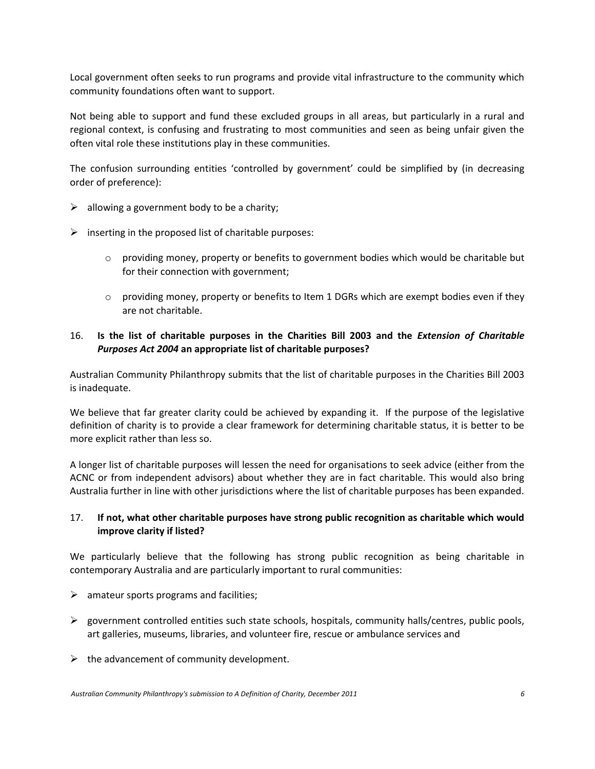Local government often seeks to run programs and provide vital infrastructure to the community which community foundations often want to support.

Not being able to support and fund these excluded groups in all areas, but particularly in a rural and regional context, is confusing and frustrating to most communities and seen as being unfair given the often vital role these institutions play in these communities.

The confusion surrounding entities 'controlled by government' could be simplified by (in decreasing order of preference):

- allowing a government body to be a charity;
- inserting in the proposed list of charitable purposes:
  - providing money, property or benefits to government bodies which would be charitable but for their connection with government;
  - providing money, property or benefits to Item 1 DGRs which are exempt bodies even if they are not charitable.

16. **Is the list of charitable purposes in the Charities Bill 2003 and the *Extension of Charitable Purposes Act 2004* an appropriate list of charitable purposes?**

Australian Community Philanthropy submits that the list of charitable purposes in the Charities Bill 2003 is inadequate.

We believe that far greater clarity could be achieved by expanding it. If the purpose of the legislative definition of charity is to provide a clear framework for determining charitable status, it is better to be more explicit rather than less so.

A longer list of charitable purposes will lessen the need for organisations to seek advice (either from the ACNC or from independent advisors) about whether they are in fact charitable. This would also bring Australia further in line with other jurisdictions where the list of charitable purposes has been expanded.

17. **If not, what other charitable purposes have strong public recognition as charitable which would improve clarity if listed?**

We particularly believe that the following has strong public recognition as being charitable in contemporary Australia and are particularly important to rural communities:

- amateur sports programs and facilities;
- government controlled entities such state schools, hospitals, community halls/centres, public pools, art galleries, museums, libraries, and volunteer fire, rescue or ambulance services and
- the advancement of community development.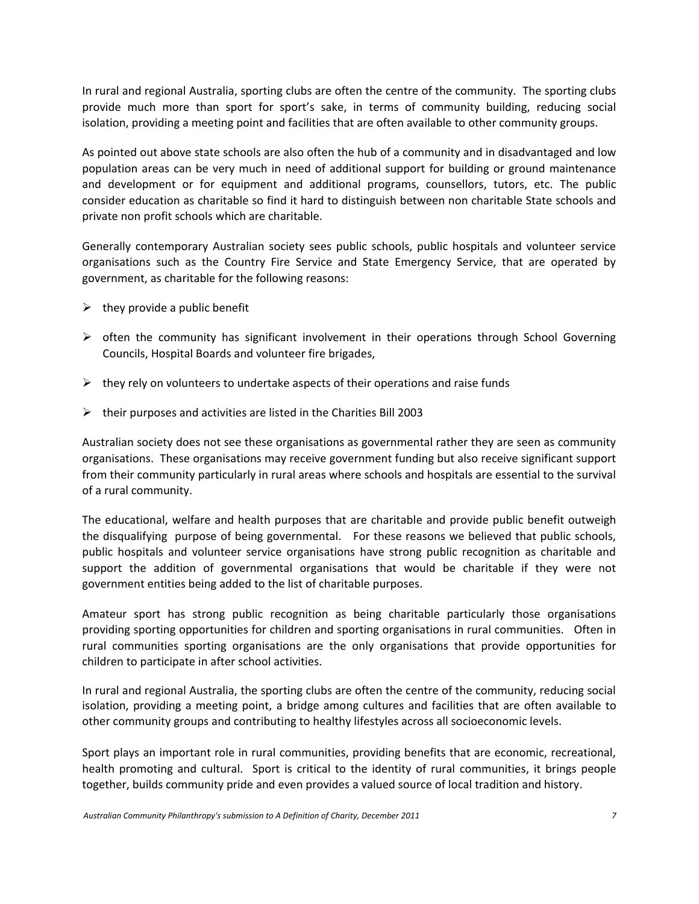In rural and regional Australia, sporting clubs are often the centre of the community. The sporting clubs provide much more than sport for sport's sake, in terms of community building, reducing social isolation, providing a meeting point and facilities that are often available to other community groups.

As pointed out above state schools are also often the hub of a community and in disadvantaged and low population areas can be very much in need of additional support for building or ground maintenance and development or for equipment and additional programs, counsellors, tutors, etc. The public consider education as charitable so find it hard to distinguish between non charitable State schools and private non profit schools which are charitable.

Generally contemporary Australian society sees public schools, public hospitals and volunteer service organisations such as the Country Fire Service and State Emergency Service, that are operated by government, as charitable for the following reasons:

- they provide a public benefit
- often the community has significant involvement in their operations through School Governing Councils, Hospital Boards and volunteer fire brigades,
- they rely on volunteers to undertake aspects of their operations and raise funds
- their purposes and activities are listed in the Charities Bill 2003

Australian society does not see these organisations as governmental rather they are seen as community organisations. These organisations may receive government funding but also receive significant support from their community particularly in rural areas where schools and hospitals are essential to the survival of a rural community.

The educational, welfare and health purposes that are charitable and provide public benefit outweigh the disqualifying purpose of being governmental. For these reasons we believed that public schools, public hospitals and volunteer service organisations have strong public recognition as charitable and support the addition of governmental organisations that would be charitable if they were not government entities being added to the list of charitable purposes.

Amateur sport has strong public recognition as being charitable particularly those organisations providing sporting opportunities for children and sporting organisations in rural communities. Often in rural communities sporting organisations are the only organisations that provide opportunities for children to participate in after school activities.

In rural and regional Australia, the sporting clubs are often the centre of the community, reducing social isolation, providing a meeting point, a bridge among cultures and facilities that are often available to other community groups and contributing to healthy lifestyles across all socioeconomic levels.

Sport plays an important role in rural communities, providing benefits that are economic, recreational, health promoting and cultural. Sport is critical to the identity of rural communities, it brings people together, builds community pride and even provides a valued source of local tradition and history.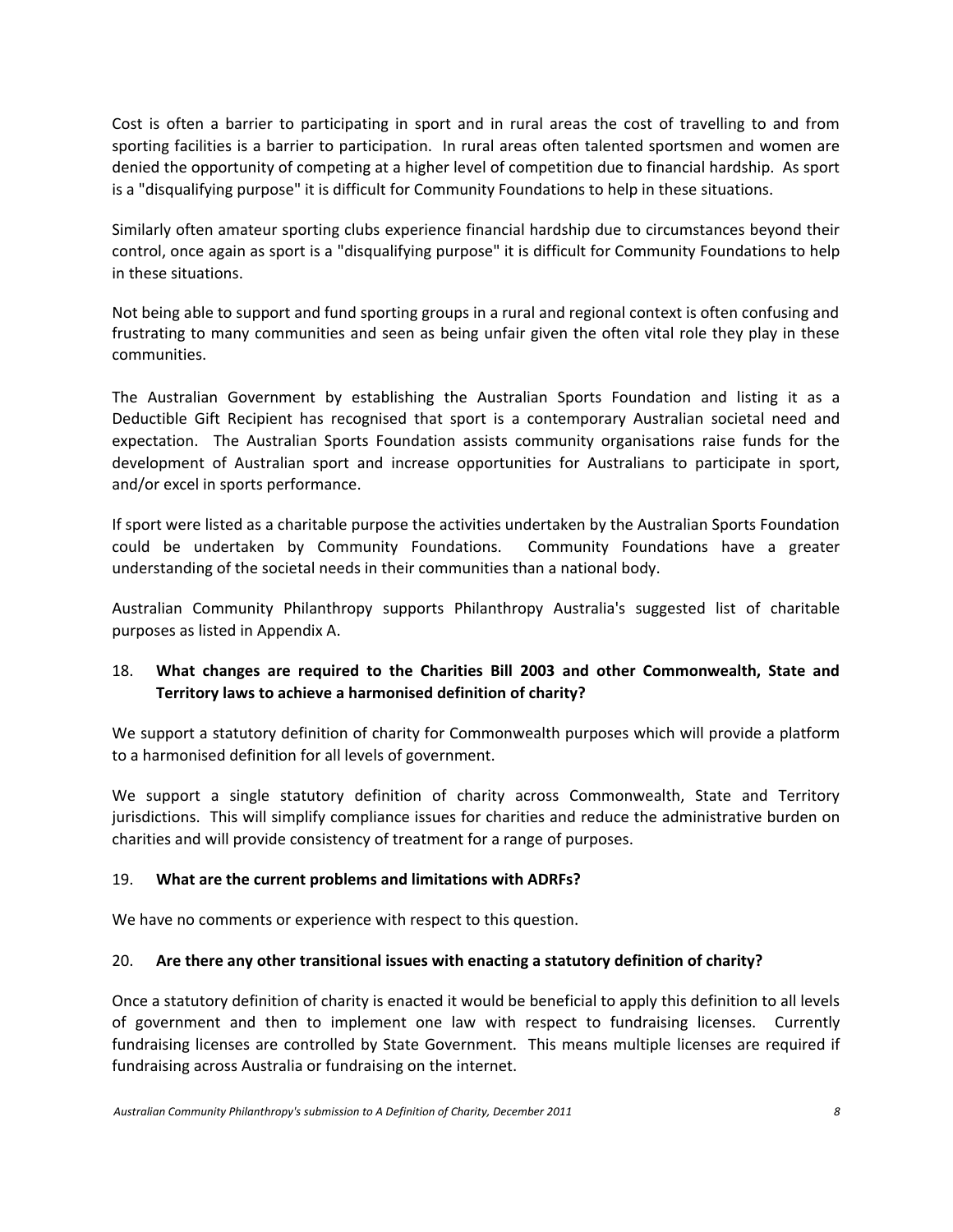Cost is often a barrier to participating in sport and in rural areas the cost of travelling to and from sporting facilities is a barrier to participation. In rural areas often talented sportsmen and women are denied the opportunity of competing at a higher level of competition due to financial hardship. As sport is a "disqualifying purpose" it is difficult for Community Foundations to help in these situations.

Similarly often amateur sporting clubs experience financial hardship due to circumstances beyond their control, once again as sport is a "disqualifying purpose" it is difficult for Community Foundations to help in these situations.

Not being able to support and fund sporting groups in a rural and regional context is often confusing and frustrating to many communities and seen as being unfair given the often vital role they play in these communities.

The Australian Government by establishing the Australian Sports Foundation and listing it as a Deductible Gift Recipient has recognised that sport is a contemporary Australian societal need and expectation. The Australian Sports Foundation assists community organisations raise funds for the development of Australian sport and increase opportunities for Australians to participate in sport, and/or excel in sports performance.

If sport were listed as a charitable purpose the activities undertaken by the Australian Sports Foundation could be undertaken by Community Foundations. Community Foundations have a greater understanding of the societal needs in their communities than a national body.

Australian Community Philanthropy supports Philanthropy Australia's suggested list of charitable purposes as listed in Appendix A.

18. **What changes are required to the Charities Bill 2003 and other Commonwealth, State and Territory laws to achieve a harmonised definition of charity?**

We support a statutory definition of charity for Commonwealth purposes which will provide a platform to a harmonised definition for all levels of government.

We support a single statutory definition of charity across Commonwealth, State and Territory jurisdictions. This will simplify compliance issues for charities and reduce the administrative burden on charities and will provide consistency of treatment for a range of purposes.

19. **What are the current problems and limitations with ADRFs?**

We have no comments or experience with respect to this question.

20. **Are there any other transitional issues with enacting a statutory definition of charity?**

Once a statutory definition of charity is enacted it would be beneficial to apply this definition to all levels of government and then to implement one law with respect to fundraising licenses. Currently fundraising licenses are controlled by State Government. This means multiple licenses are required if fundraising across Australia or fundraising on the internet.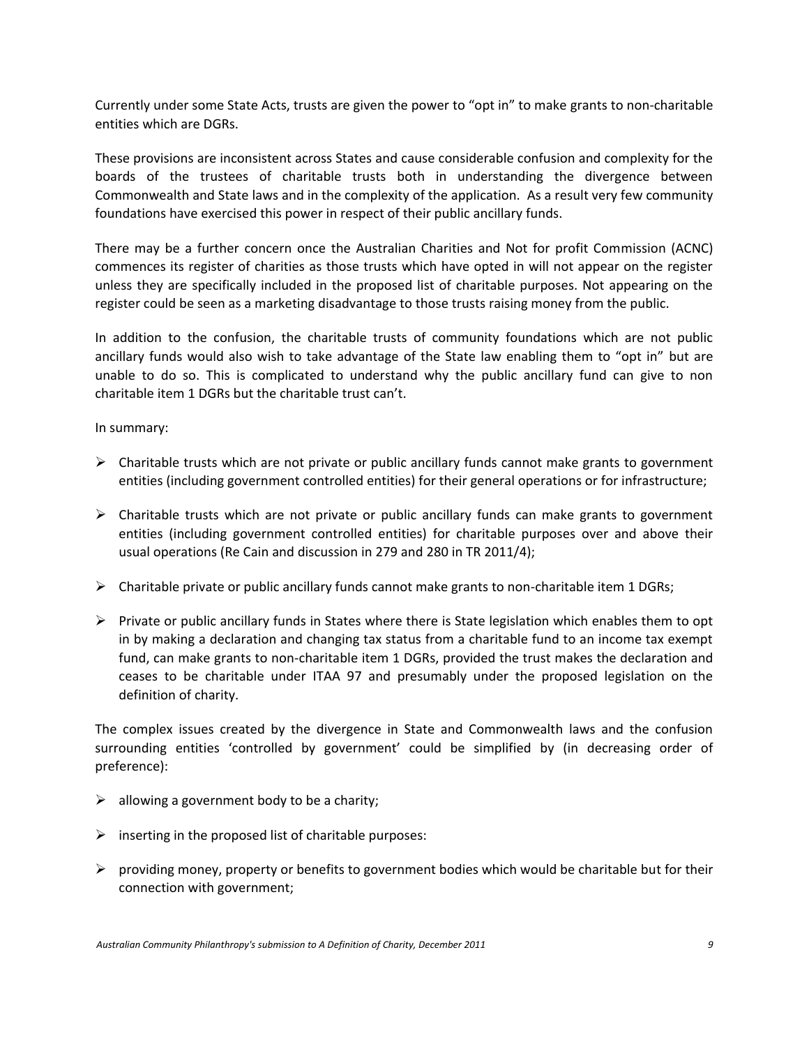Currently under some State Acts, trusts are given the power to "opt in" to make grants to non-charitable entities which are DGRs.

These provisions are inconsistent across States and cause considerable confusion and complexity for the boards of the trustees of charitable trusts both in understanding the divergence between Commonwealth and State laws and in the complexity of the application. As a result very few community foundations have exercised this power in respect of their public ancillary funds.

There may be a further concern once the Australian Charities and Not for profit Commission (ACNC) commences its register of charities as those trusts which have opted in will not appear on the register unless they are specifically included in the proposed list of charitable purposes. Not appearing on the register could be seen as a marketing disadvantage to those trusts raising money from the public.

In addition to the confusion, the charitable trusts of community foundations which are not public ancillary funds would also wish to take advantage of the State law enabling them to "opt in" but are unable to do so. This is complicated to understand why the public ancillary fund can give to non charitable item 1 DGRs but the charitable trust can't.

In summary:

- Charitable trusts which are not private or public ancillary funds cannot make grants to government entities (including government controlled entities) for their general operations or for infrastructure;
- Charitable trusts which are not private or public ancillary funds can make grants to government entities (including government controlled entities) for charitable purposes over and above their usual operations (Re Cain and discussion in 279 and 280 in TR 2011/4);
- Charitable private or public ancillary funds cannot make grants to non-charitable item 1 DGRs;
- Private or public ancillary funds in States where there is State legislation which enables them to opt in by making a declaration and changing tax status from a charitable fund to an income tax exempt fund, can make grants to non-charitable item 1 DGRs, provided the trust makes the declaration and ceases to be charitable under ITAA 97 and presumably under the proposed legislation on the definition of charity.

The complex issues created by the divergence in State and Commonwealth laws and the confusion surrounding entities 'controlled by government' could be simplified by (in decreasing order of preference):

- allowing a government body to be a charity;
- inserting in the proposed list of charitable purposes:
- providing money, property or benefits to government bodies which would be charitable but for their connection with government;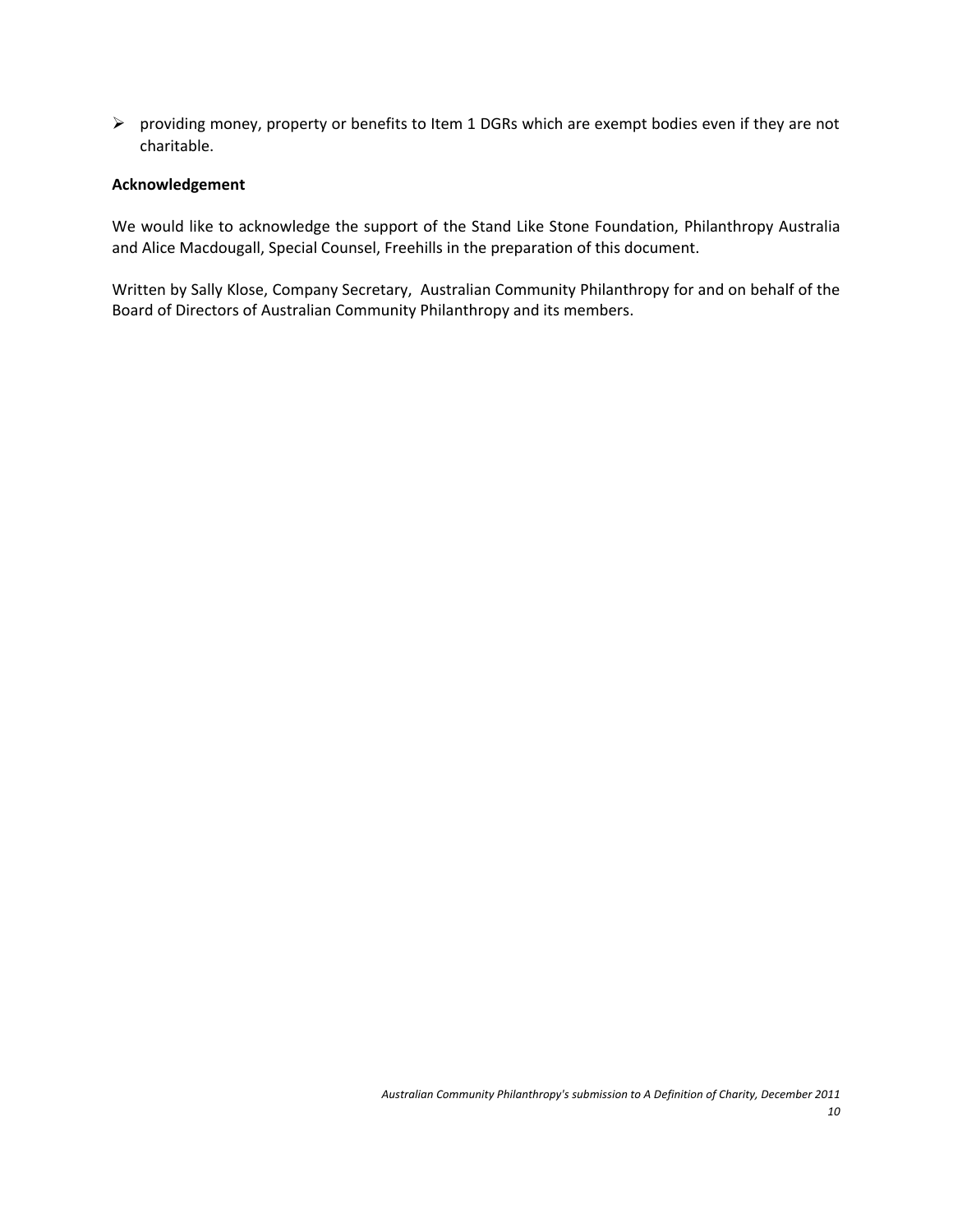- providing money, property or benefits to Item 1 DGRs which are exempt bodies even if they are not charitable.

**Acknowledgement**

We would like to acknowledge the support of the Stand Like Stone Foundation, Philanthropy Australia and Alice Macdougall, Special Counsel, Freehills in the preparation of this document.

Written by Sally Klose, Company Secretary, Australian Community Philanthropy for and on behalf of the Board of Directors of Australian Community Philanthropy and its members.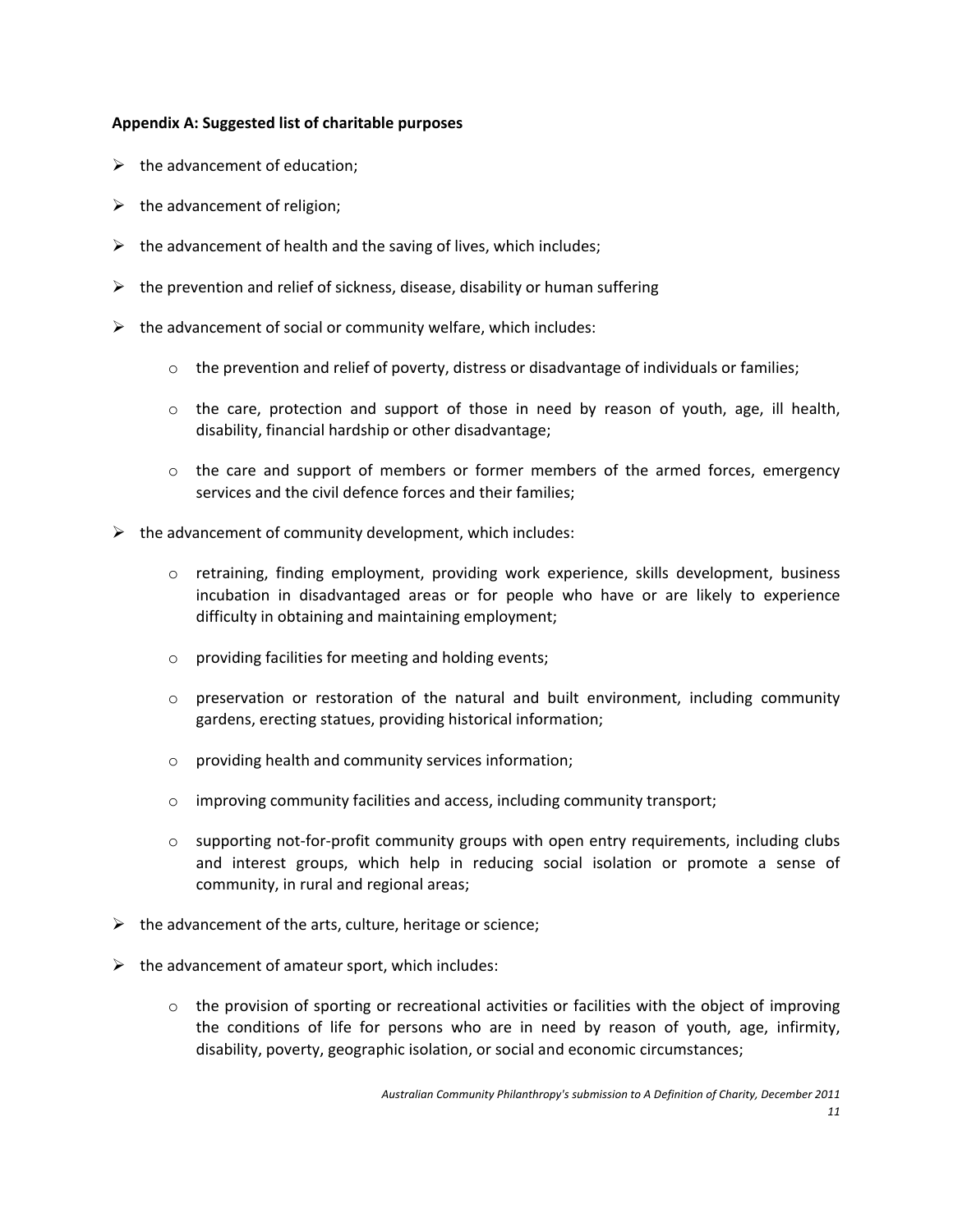**Appendix A: Suggested list of charitable purposes**

- the advancement of education;
- the advancement of religion;
- the advancement of health and the saving of lives, which includes;
- the prevention and relief of sickness, disease, disability or human suffering
- the advancement of social or community welfare, which includes:
  - the prevention and relief of poverty, distress or disadvantage of individuals or families;
  - the care, protection and support of those in need by reason of youth, age, ill health, disability, financial hardship or other disadvantage;
  - the care and support of members or former members of the armed forces, emergency services and the civil defence forces and their families;
- the advancement of community development, which includes:
  - retraining, finding employment, providing work experience, skills development, business incubation in disadvantaged areas or for people who have or are likely to experience difficulty in obtaining and maintaining employment;
  - providing facilities for meeting and holding events;
  - preservation or restoration of the natural and built environment, including community gardens, erecting statues, providing historical information;
  - providing health and community services information;
  - improving community facilities and access, including community transport;
  - supporting not-for-profit community groups with open entry requirements, including clubs and interest groups, which help in reducing social isolation or promote a sense of community, in rural and regional areas;
- the advancement of the arts, culture, heritage or science;
- the advancement of amateur sport, which includes:
  - the provision of sporting or recreational activities or facilities with the object of improving the conditions of life for persons who are in need by reason of youth, age, infirmity, disability, poverty, geographic isolation, or social and economic circumstances;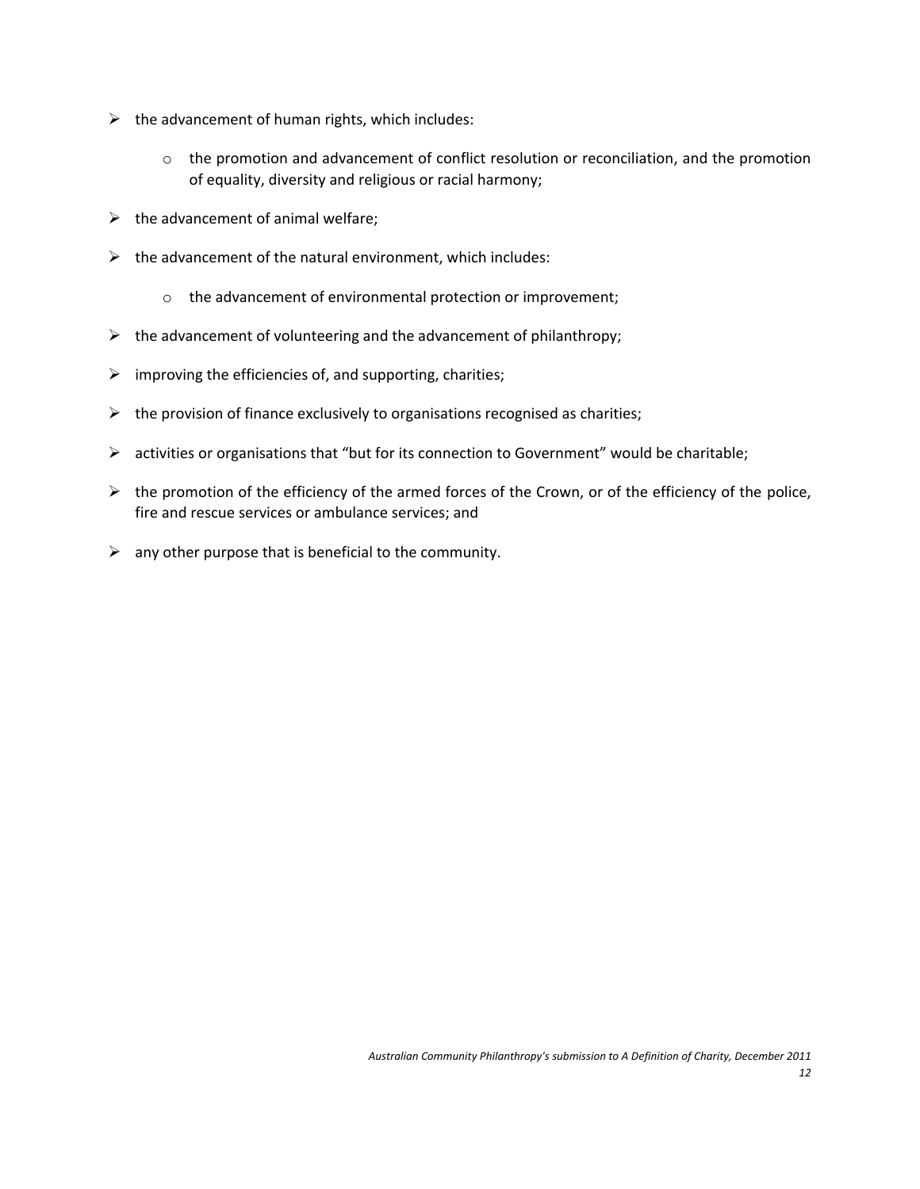- the advancement of human rights, which includes:
  - the promotion and advancement of conflict resolution or reconciliation, and the promotion of equality, diversity and religious or racial harmony;
- the advancement of animal welfare;
- the advancement of the natural environment, which includes:
  - the advancement of environmental protection or improvement;
- the advancement of volunteering and the advancement of philanthropy;
- improving the efficiencies of, and supporting, charities;
- the provision of finance exclusively to organisations recognised as charities;
- activities or organisations that "but for its connection to Government" would be charitable;
- the promotion of the efficiency of the armed forces of the Crown, or of the efficiency of the police, fire and rescue services or ambulance services; and
- any other purpose that is beneficial to the community.